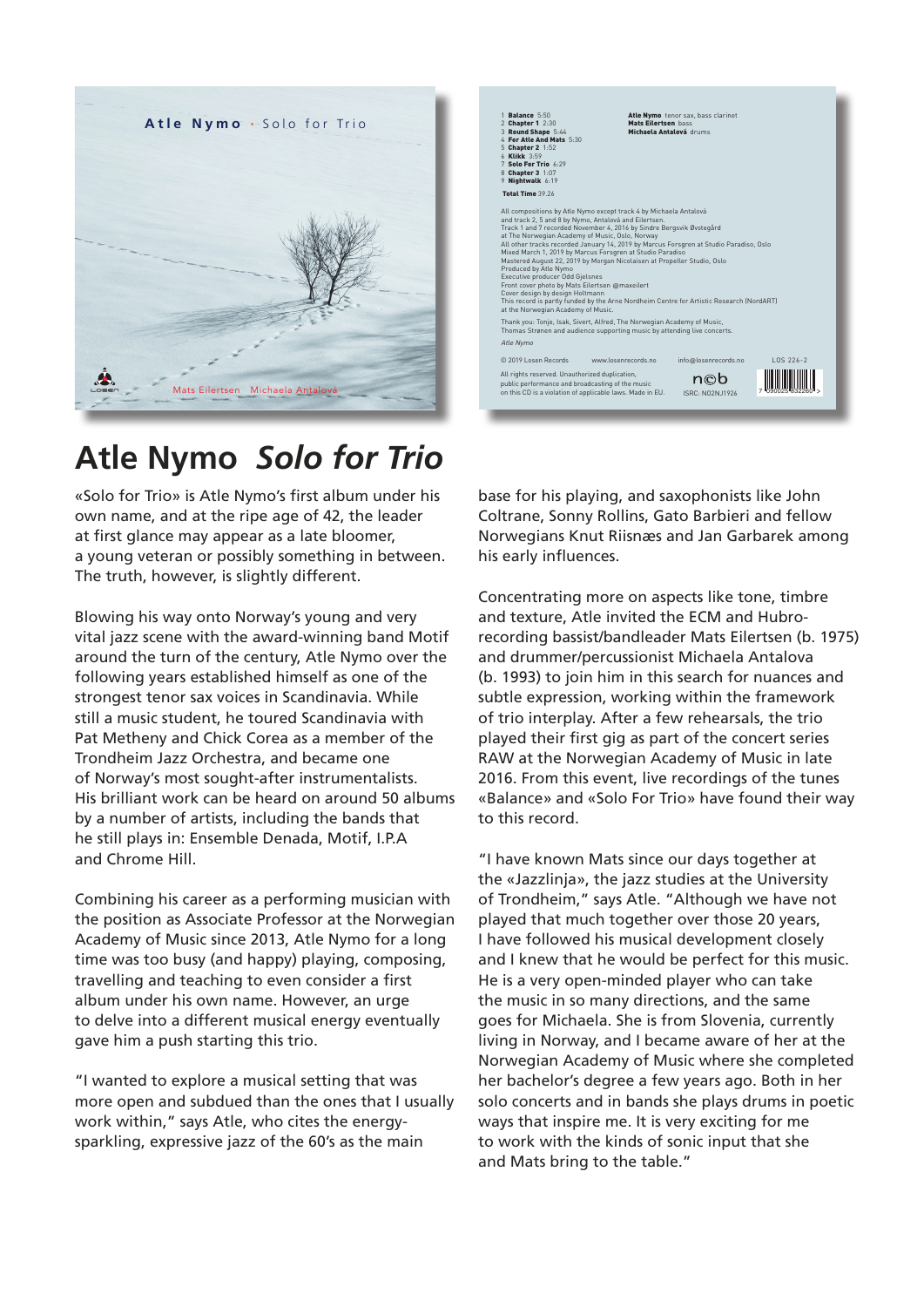Atle Nymo · Solo for Trio

Mats Eilertsen Michaela Antalová

1 **Balance** 5:50
2 **Chapter 1** 2:30
3 **Round Shape** 5:44
4 **For Atle And Mats** 5:30
5 **Chapter 2** 1:52
6 **Klikk** 3:59
7 **Solo For Trio** 6:29
8 **Chapter 3** 1:07
9 **Nightwalk** 6:19

**Total Time** 39.26

**Atle Nymo** tenor sax, bass clarinet
**Mats Eilertsen** bass
**Michaela Antalová** drums

All compositions by Atle Nymo except track 4 by Michaela Antalová
and track 2, 5 and 8 by Nymo, Antalová and Eilertsen.
Track 1 and 7 recorded November 4, 2016 by Sindre Bergsvik Øvstegård
at The Norwegian Academy of Music, Oslo, Norway
All other tracks recorded January 14, 2019 by Marcus Forsgren at Studio Paradiso, Oslo
Mixed March 1, 2019 by Marcus Forsgren at Studio Paradiso
Mastered August 22, 2019 by Morgan Nicolaisen at Propeller Studio, Oslo
Produced by Atle Nymo
Executive producer Odd Gjelsnes
Front cover photo by Mats Eilertsen @maxeilert
Cover design by design Holtmann
This record is partly funded by the Arne Nordheim Centre for Artistic Research (NordART)
at the Norwegian Academy of Music.

Thank you: Tonje, Isak, Sivert, Alfred, The Norwegian Academy of Music,
Thomas Strønen and audience supporting music by attending live concerts.

*Atle Nymo*

© 2019 Losen Records www.losenrecords.no info@losenrecords.no LOS 226-2

All rights reserved. Unauthorized duplication,
public performance and broadcasting of the music
on this CD is a violation of applicable laws. Made in EU.

ISRC: NO2NJ1926

# Atle Nymo *Solo for Trio*

«Solo for Trio» is Atle Nymo's first album under his own name, and at the ripe age of 42, the leader at first glance may appear as a late bloomer, a young veteran or possibly something in between. The truth, however, is slightly different.

Blowing his way onto Norway's young and very vital jazz scene with the award-winning band Motif around the turn of the century, Atle Nymo over the following years established himself as one of the strongest tenor sax voices in Scandinavia. While still a music student, he toured Scandinavia with Pat Metheny and Chick Corea as a member of the Trondheim Jazz Orchestra, and became one of Norway's most sought-after instrumentalists. His brilliant work can be heard on around 50 albums by a number of artists, including the bands that he still plays in: Ensemble Denada, Motif, I.P.A and Chrome Hill.

Combining his career as a performing musician with the position as Associate Professor at the Norwegian Academy of Music since 2013, Atle Nymo for a long time was too busy (and happy) playing, composing, travelling and teaching to even consider a first album under his own name. However, an urge to delve into a different musical energy eventually gave him a push starting this trio.

"I wanted to explore a musical setting that was more open and subdued than the ones that I usually work within," says Atle, who cites the energy-sparkling, expressive jazz of the 60's as the main base for his playing, and saxophonists like John Coltrane, Sonny Rollins, Gato Barbieri and fellow Norwegians Knut Riisnæs and Jan Garbarek among his early influences.

Concentrating more on aspects like tone, timbre and texture, Atle invited the ECM and Hubro-recording bassist/bandleader Mats Eilertsen (b. 1975) and drummer/percussionist Michaela Antalova (b. 1993) to join him in this search for nuances and subtle expression, working within the framework of trio interplay. After a few rehearsals, the trio played their first gig as part of the concert series RAW at the Norwegian Academy of Music in late 2016. From this event, live recordings of the tunes «Balance» and «Solo For Trio» have found their way to this record.

"I have known Mats since our days together at the «Jazzlinja», the jazz studies at the University of Trondheim," says Atle. "Although we have not played that much together over those 20 years, I have followed his musical development closely and I knew that he would be perfect for this music. He is a very open-minded player who can take the music in so many directions, and the same goes for Michaela. She is from Slovenia, currently living in Norway, and I became aware of her at the Norwegian Academy of Music where she completed her bachelor's degree a few years ago. Both in her solo concerts and in bands she plays drums in poetic ways that inspire me. It is very exciting for me to work with the kinds of sonic input that she and Mats bring to the table."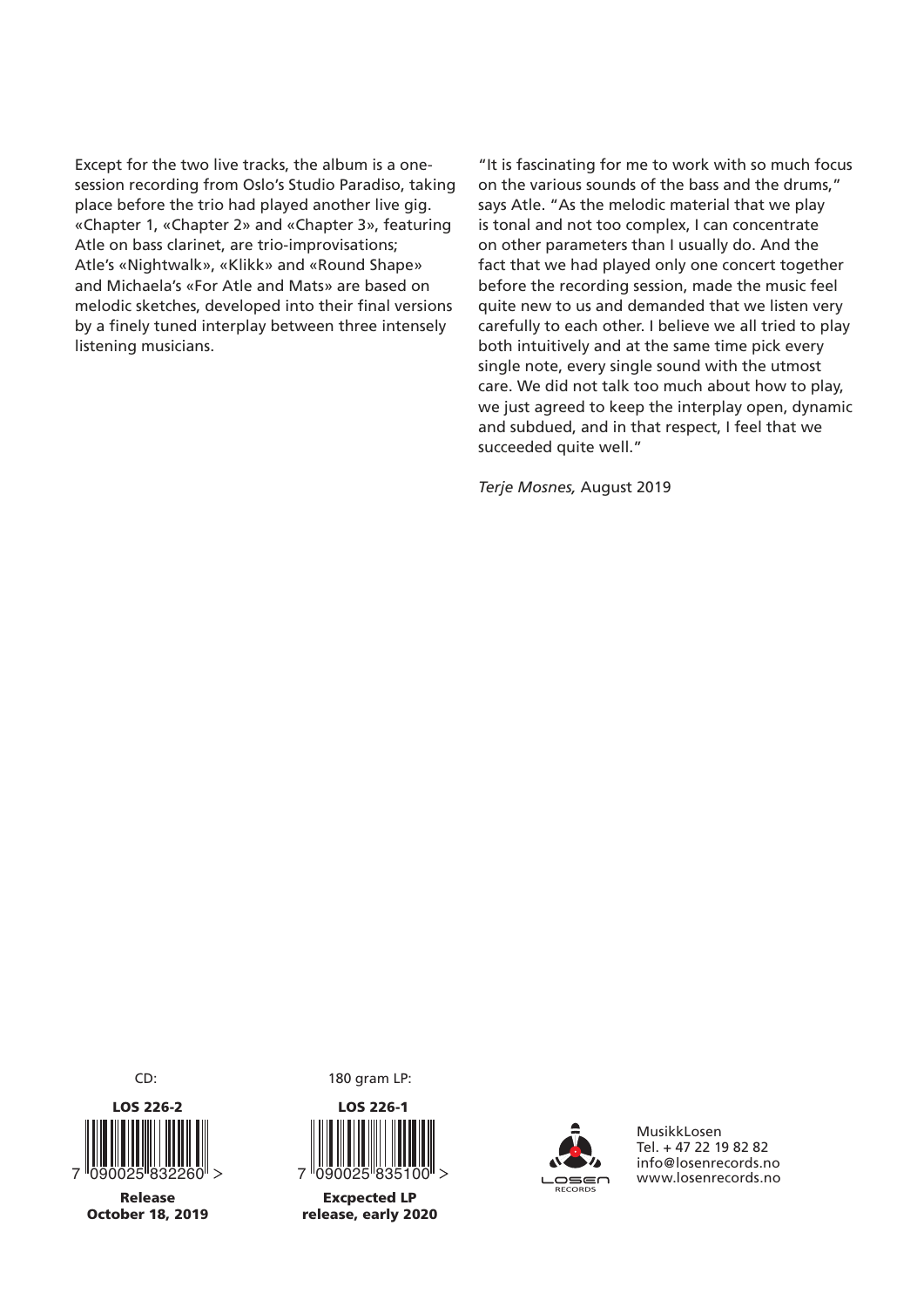Except for the two live tracks, the album is a one-session recording from Oslo's Studio Paradiso, taking place before the trio had played another live gig. «Chapter 1, «Chapter 2» and «Chapter 3», featuring Atle on bass clarinet, are trio-improvisations; Atle's «Nightwalk», «Klikk» and «Round Shape» and Michaela's «For Atle and Mats» are based on melodic sketches, developed into their final versions by a finely tuned interplay between three intensely listening musicians.

"It is fascinating for me to work with so much focus on the various sounds of the bass and the drums," says Atle. "As the melodic material that we play is tonal and not too complex, I can concentrate on other parameters than I usually do. And the fact that we had played only one concert together before the recording session, made the music feel quite new to us and demanded that we listen very carefully to each other. I believe we all tried to play both intuitively and at the same time pick every single note, every single sound with the utmost care. We did not talk too much about how to play, we just agreed to keep the interplay open, dynamic and subdued, and in that respect, I feel that we succeeded quite well."

*Terje Mosnes,* August 2019

CD:

**LOS 226-2**

7 090025 832260 >

**Release**
**October 18, 2019**

180 gram LP:

**LOS 226-1**

7 090025 835100 >

**Excpected LP**
**release, early 2020**

LOSEN RECORDS

MusikkLosen
Tel. + 47 22 19 82 82
info@losenrecords.no
www.losenrecords.no